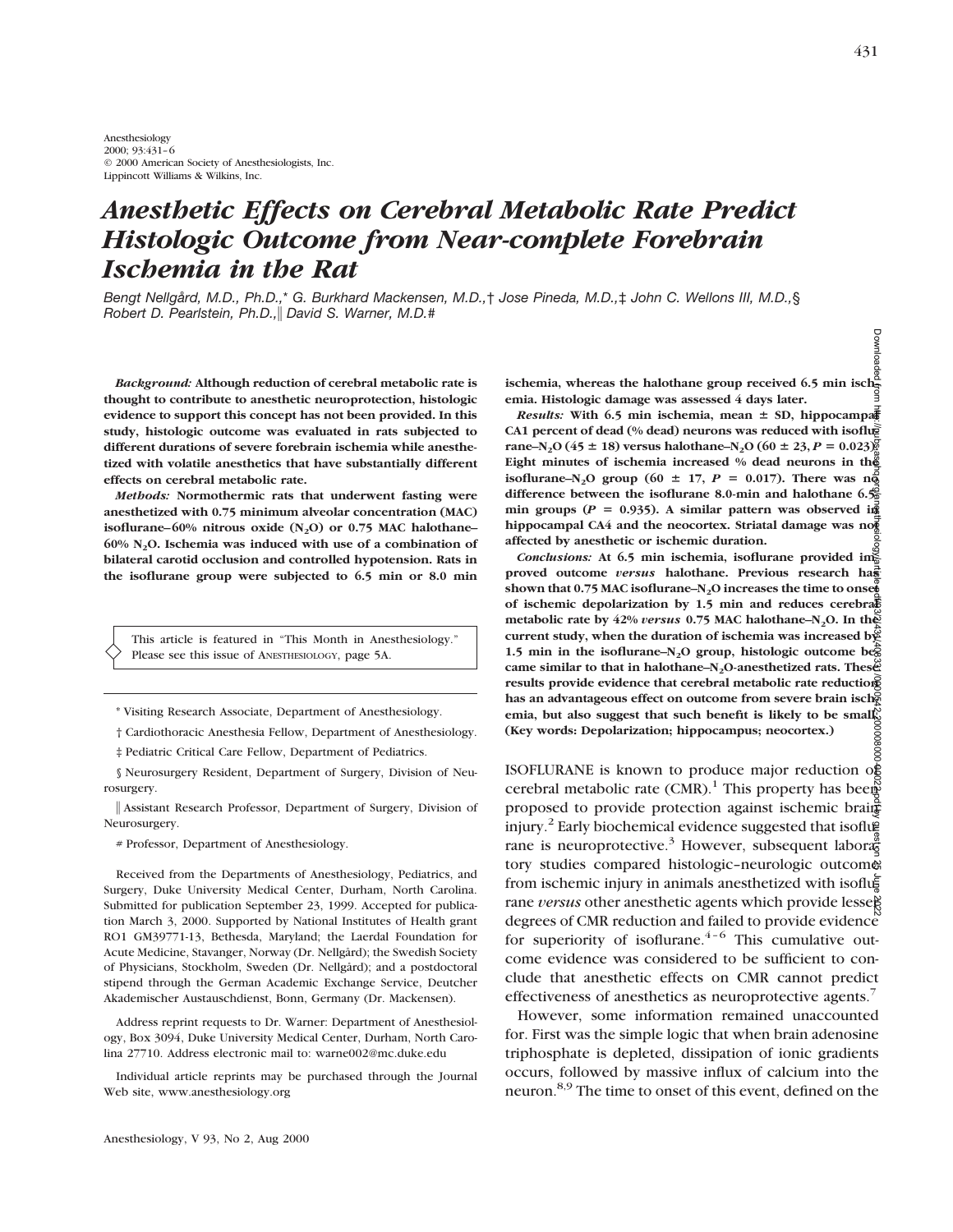# Anesthetic Effects on Cerebral Metabolic Rate Predict Histologic Outcome from Near-complete Forebrain Ischemia in the Rat

*Bengt Nellgård, M.D., Ph.D.,\* G. Burkhard Mackensen, M.D.,† Jose Pineda, M.D.,‡ John C. Wellons III, M.D.,§ Robert D. Pearlstein, Ph.D.,‖ David S. Warner, M.D.#*

***Background:*** **Although reduction of cerebral metabolic rate is thought to contribute to anesthetic neuroprotection, histologic evidence to support this concept has not been provided. In this study, histologic outcome was evaluated in rats subjected to different durations of severe forebrain ischemia while anesthetized with volatile anesthetics that have substantially different effects on cerebral metabolic rate.**

***Methods:*** **Normothermic rats that underwent fasting were anesthetized with 0.75 minimum alveolar concentration (MAC) isoflurane–60% nitrous oxide ($N_2O$) or 0.75 MAC halothane–60% $N_2O$. Ischemia was induced with use of a combination of bilateral carotid occlusion and controlled hypotension. Rats in the isoflurane group were subjected to 6.5 min or 8.0 min ischemia, whereas the halothane group received 6.5 min ischemia. Histologic damage was assessed 4 days later.**

***Results:*** **With 6.5 min ischemia, mean ± SD, hippocampal CA1 percent of dead (% dead) neurons was reduced with isoflurane–$N_2O$ (45 ± 18) versus halothane–$N_2O$ (60 ± 23, $P = 0.023$). Eight minutes of ischemia increased % dead neurons in the isoflurane–$N_2O$ group (60 ± 17, $P = 0.017$). There was no difference between the isoflurane 8.0-min and halothane 6.5-min groups ($P = 0.935$). A similar pattern was observed in hippocampal CA4 and the neocortex. Striatal damage was not affected by anesthetic or ischemic duration.**

***Conclusions:*** **At 6.5 min ischemia, isoflurane provided improved outcome *versus* halothane. Previous research has shown that 0.75 MAC isoflurane–$N_2O$ increases the time to onset of ischemic depolarization by 1.5 min and reduces cerebral metabolic rate by 42% *versus* 0.75 MAC halothane–$N_2O$. In the current study, when the duration of ischemia was increased by 1.5 min in the isoflurane–$N_2O$ group, histologic outcome became similar to that in halothane–$N_2O$-anesthetized rats. These results provide evidence that cerebral metabolic rate reduction has an advantageous effect on outcome from severe brain ischemia, but also suggest that such benefit is likely to be small. (Key words: Depolarization; hippocampus; neocortex.)**

> This article is featured in "This Month in Anesthesiology." Please see this issue of ANESTHESIOLOGY, page 5A.

\* Visiting Research Associate, Department of Anesthesiology.

† Cardiothoracic Anesthesia Fellow, Department of Anesthesiology.

‡ Pediatric Critical Care Fellow, Department of Pediatrics.

§ Neurosurgery Resident, Department of Surgery, Division of Neurosurgery.

‖ Assistant Research Professor, Department of Surgery, Division of Neurosurgery.

\# Professor, Department of Anesthesiology.

Received from the Departments of Anesthesiology, Pediatrics, and Surgery, Duke University Medical Center, Durham, North Carolina. Submitted for publication September 23, 1999. Accepted for publication March 3, 2000. Supported by National Institutes of Health grant RO1 GM39771-13, Bethesda, Maryland; the Laerdal Foundation for Acute Medicine, Stavanger, Norway (Dr. Nellgård); the Swedish Society of Physicians, Stockholm, Sweden (Dr. Nellgård); and a postdoctoral stipend through the German Academic Exchange Service, Deutcher Akademischer Austauschdienst, Bonn, Germany (Dr. Mackensen).

Address reprint requests to Dr. Warner: Department of Anesthesiology, Box 3094, Duke University Medical Center, Durham, North Carolina 27710. Address electronic mail to: warne002@mc.duke.edu

Individual article reprints may be purchased through the Journal Web site, www.anesthesiology.org

ISOFLURANE is known to produce major reduction of cerebral metabolic rate (CMR).[1] This property has been proposed to provide protection against ischemic brain injury.[2] Early biochemical evidence suggested that isoflurane is neuroprotective.[3] However, subsequent laboratory studies compared histologic–neurologic outcome from ischemic injury in animals anesthetized with isoflurane *versus* other anesthetic agents which provide lesser degrees of CMR reduction and failed to provide evidence for superiority of isoflurane.[4–6] This cumulative outcome evidence was considered to be sufficient to conclude that anesthetic effects on CMR cannot predict effectiveness of anesthetics as neuroprotective agents.[7]

However, some information remained unaccounted for. First was the simple logic that when brain adenosine triphosphate is depleted, dissipation of ionic gradients occurs, followed by massive influx of calcium into the neuron.[8,9] The time to onset of this event, defined on the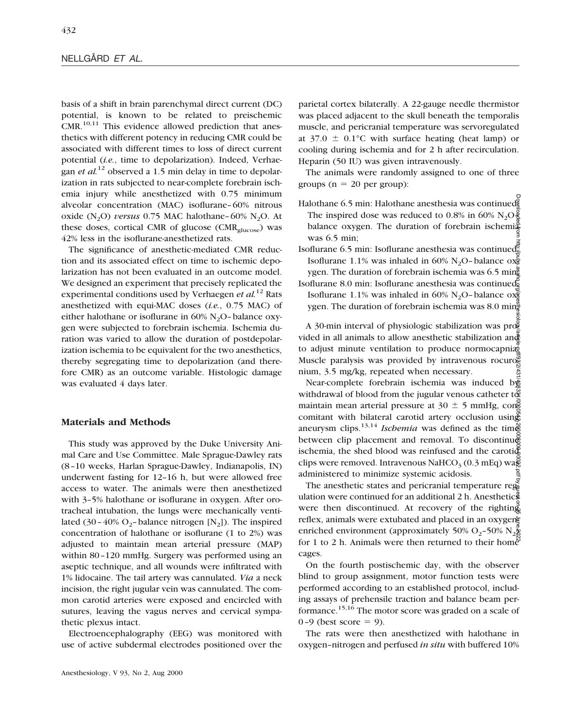basis of a shift in brain parenchymal direct current (DC) potential, is known to be related to preischemic CMR.[10,11] This evidence allowed prediction that anesthetics with different potency in reducing CMR could be associated with different times to loss of direct current potential (*i.e.*, time to depolarization). Indeed, Verhaegan *et al.*[12] observed a 1.5 min delay in time to depolarization in rats subjected to near-complete forebrain ischemia injury while anesthetized with 0.75 minimum alveolar concentration (MAC) isoflurane–60% nitrous oxide ($N_2O$) *versus* 0.75 MAC halothane–60% $N_2O$. At these doses, cortical CMR of glucose ($CMR_{glucose}$) was 42% less in the isoflurane-anesthetized rats.

The significance of anesthetic-mediated CMR reduction and its associated effect on time to ischemic depolarization has not been evaluated in an outcome model. We designed an experiment that precisely replicated the experimental conditions used by Verhaegen *et al.*[12] Rats anesthetized with equi-MAC doses (*i.e.*, 0.75 MAC) of either halothane or isoflurane in 60% $N_2O$–balance oxygen were subjected to forebrain ischemia. Ischemia duration was varied to allow the duration of postdepolarization ischemia to be equivalent for the two anesthetics, thereby segregating time to depolarization (and therefore CMR) as an outcome variable. Histologic damage was evaluated 4 days later.

## Materials and Methods

This study was approved by the Duke University Animal Care and Use Committee. Male Sprague-Dawley rats (8–10 weeks, Harlan Sprague-Dawley, Indianapolis, IN) underwent fasting for 12–16 h, but were allowed free access to water. The animals were then anesthetized with 3–5% halothane or isoflurane in oxygen. After orotracheal intubation, the lungs were mechanically ventilated (30–40% $O_2$–balance nitrogen [$N_2$]). The inspired concentration of halothane or isoflurane (1 to 2%) was adjusted to maintain mean arterial pressure (MAP) within 80–120 mmHg. Surgery was performed using an aseptic technique, and all wounds were infiltrated with 1% lidocaine. The tail artery was cannulated. *Via* a neck incision, the right jugular vein was cannulated. The common carotid arteries were exposed and encircled with sutures, leaving the vagus nerves and cervical sympathetic plexus intact.

Electroencephalography (EEG) was monitored with use of active subdermal electrodes positioned over the parietal cortex bilaterally. A 22-gauge needle thermistor was placed adjacent to the skull beneath the temporalis muscle, and pericranial temperature was servoregulated at 37.0 ± 0.1°C with surface heating (heat lamp) or cooling during ischemia and for 2 h after recirculation. Heparin (50 IU) was given intravenously.

The animals were randomly assigned to one of three groups (n = 20 per group):

- Halothane 6.5 min: Halothane anesthesia was continued. The inspired dose was reduced to 0.8% in 60% $N_2O$–balance oxygen. The duration of forebrain ischemia was 6.5 min;
- Isoflurane 6.5 min: Isoflurane anesthesia was continued. Isoflurane 1.1% was inhaled in 60% $N_2O$–balance oxygen. The duration of forebrain ischemia was 6.5 min;
- Isoflurane 8.0 min: Isoflurane anesthesia was continued. Isoflurane 1.1% was inhaled in 60% $N_2O$–balance oxygen. The duration of forebrain ischemia was 8.0 min.

A 30-min interval of physiologic stabilization was provided in all animals to allow anesthetic stabilization and to adjust minute ventilation to produce normocapnia. Muscle paralysis was provided by intravenous rocuronium, 3.5 mg/kg, repeated when necessary.

Near-complete forebrain ischemia was induced by withdrawal of blood from the jugular venous catheter to maintain mean arterial pressure at 30 ± 5 mmHg, concomitant with bilateral carotid artery occlusion using aneurysm clips.[13,14] *Ischemia* was defined as the time between clip placement and removal. To discontinue ischemia, the shed blood was reinfused and the carotid clips were removed. Intravenous $NaHCO_3$ (0.3 mEq) was administered to minimize systemic acidosis.

The anesthetic states and pericranial temperature regulation were continued for an additional 2 h. Anesthetics were then discontinued. At recovery of the righting reflex, animals were extubated and placed in an oxygen-enriched environment (approximately 50% $O_2$–50% $N_2$) for 1 to 2 h. Animals were then returned to their home cages.

On the fourth postischemic day, with the observer blind to group assignment, motor function tests were performed according to an established protocol, including assays of prehensile traction and balance beam performance.[15,16] The motor score was graded on a scale of 0–9 (best score = 9).

The rats were then anesthetized with halothane in oxygen–nitrogen and perfused *in situ* with buffered 10%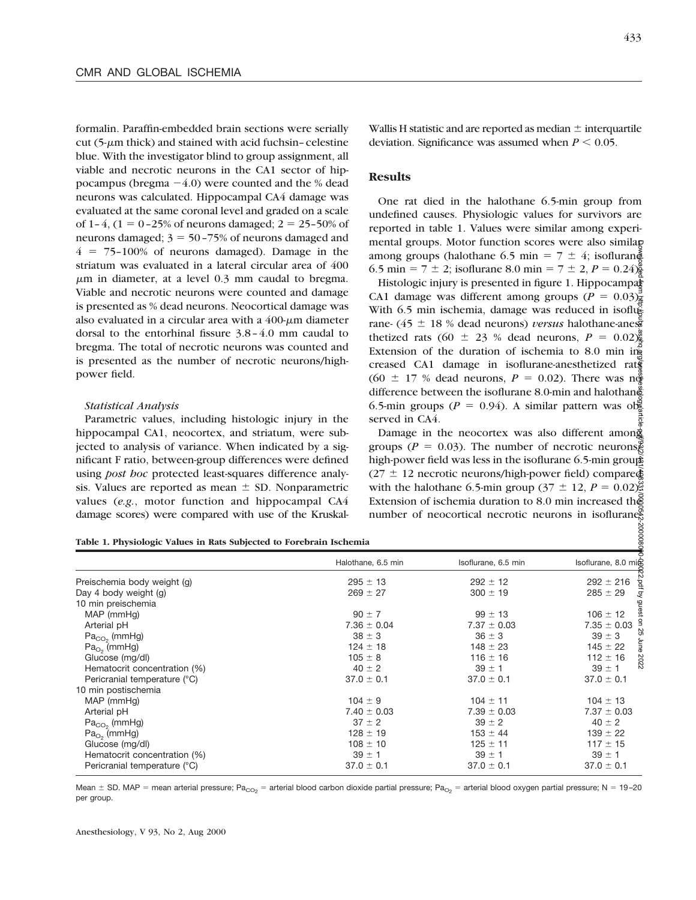formalin. Paraffin-embedded brain sections were serially cut (5-μm thick) and stained with acid fuchsin–celestine blue. With the investigator blind to group assignment, all viable and necrotic neurons in the CA1 sector of hippocampus (bregma −4.0) were counted and the % dead neurons was calculated. Hippocampal CA4 damage was evaluated at the same coronal level and graded on a scale of 1–4, (1 = 0–25% of neurons damaged; 2 = 25–50% of neurons damaged; 3 = 50–75% of neurons damaged and 4 = 75–100% of neurons damaged). Damage in the striatum was evaluated in a lateral circular area of 400 μm in diameter, at a level 0.3 mm caudal to bregma. Viable and necrotic neurons were counted and damage is presented as % dead neurons. Neocortical damage was also evaluated in a circular area with a 400-μm diameter dorsal to the entorhinal fissure 3.8–4.0 mm caudal to bregma. The total of necrotic neurons was counted and is presented as the number of necrotic neurons/high-power field.

### *Statistical Analysis*

Parametric values, including histologic injury in the hippocampal CA1, neocortex, and striatum, were subjected to analysis of variance. When indicated by a significant F ratio, between-group differences were defined using *post hoc* protected least-squares difference analysis. Values are reported as mean ± SD. Nonparametric values (*e.g.*, motor function and hippocampal CA4 damage scores) were compared with use of the Kruskal-Wallis H statistic and are reported as median ± interquartile deviation. Significance was assumed when $P < 0.05$.

## Results

One rat died in the halothane 6.5-min group from undefined causes. Physiologic values for survivors are reported in table 1. Values were similar among experimental groups. Motor function scores were also similar among groups (halothane 6.5 min = 7 ± 4; isoflurane 6.5 min = 7 ± 2; isoflurane 8.0 min = 7 ± 2, $P = 0.24$).

Histologic injury is presented in figure 1. Hippocampal CA1 damage was different among groups ($P = 0.03$). With 6.5 min ischemia, damage was reduced in isoflurane- (45 ± 18 % dead neurons) *versus* halothane-anesthetized rats (60 ± 23 % dead neurons, $P = 0.02$). Extension of the duration of ischemia to 8.0 min increased CA1 damage in isoflurane-anesthetized rats (60 ± 17 % dead neurons, $P = 0.02$). There was no difference between the isoflurane 8.0-min and halothane 6.5-min groups ($P = 0.94$). A similar pattern was observed in CA4.

Damage in the neocortex was also different among groups ($P = 0.03$). The number of necrotic neurons/high-power field was less in the isoflurane 6.5-min group (27 ± 12 necrotic neurons/high-power field) compared with the halothane 6.5-min group (37 ± 12, $P = 0.02$). Extension of ischemia duration to 8.0 min increased the number of neocortical necrotic neurons in isoflurane-

**Table 1. Physiologic Values in Rats Subjected to Forebrain Ischemia**

| | Halothane, 6.5 min | Isoflurane, 6.5 min | Isoflurane, 8.0 min |
|---|---|---|---|
| Preischemia body weight (g) | 295 ± 13 | 292 ± 12 | 292 ± 216 |
| Day 4 body weight (g) | 269 ± 27 | 300 ± 19 | 285 ± 29 |
| 10 min preischemia | | | |
| MAP (mmHg) | 90 ± 7 | 99 ± 13 | 106 ± 12 |
| Arterial pH | 7.36 ± 0.04 | 7.37 ± 0.03 | 7.35 ± 0.03 |
| $Pa_{CO_2}$ (mmHg) | 38 ± 3 | 36 ± 3 | 39 ± 3 |
| $Pa_{O_2}$ (mmHg) | 124 ± 18 | 148 ± 23 | 145 ± 22 |
| Glucose (mg/dl) | 105 ± 8 | 116 ± 16 | 112 ± 16 |
| Hematocrit concentration (%) | 40 ± 2 | 39 ± 1 | 39 ± 1 |
| Pericranial temperature (°C) | 37.0 ± 0.1 | 37.0 ± 0.1 | 37.0 ± 0.1 |
| 10 min postischemia | | | |
| MAP (mmHg) | 104 ± 9 | 104 ± 11 | 104 ± 13 |
| Arterial pH | 7.40 ± 0.03 | 7.39 ± 0.03 | 7.37 ± 0.03 |
| $Pa_{CO_2}$ (mmHg) | 37 ± 2 | 39 ± 2 | 40 ± 2 |
| $Pa_{O_2}$ (mmHg) | 128 ± 19 | 153 ± 44 | 139 ± 22 |
| Glucose (mg/dl) | 108 ± 10 | 125 ± 11 | 117 ± 15 |
| Hematocrit concentration (%) | 39 ± 1 | 39 ± 1 | 39 ± 1 |
| Pericranial temperature (°C) | 37.0 ± 0.1 | 37.0 ± 0.1 | 37.0 ± 0.1 |

Mean ± SD. MAP = mean arterial pressure; $Pa_{CO_2}$ = arterial blood carbon dioxide partial pressure; $Pa_{O_2}$ = arterial blood oxygen partial pressure; N = 19–20 per group.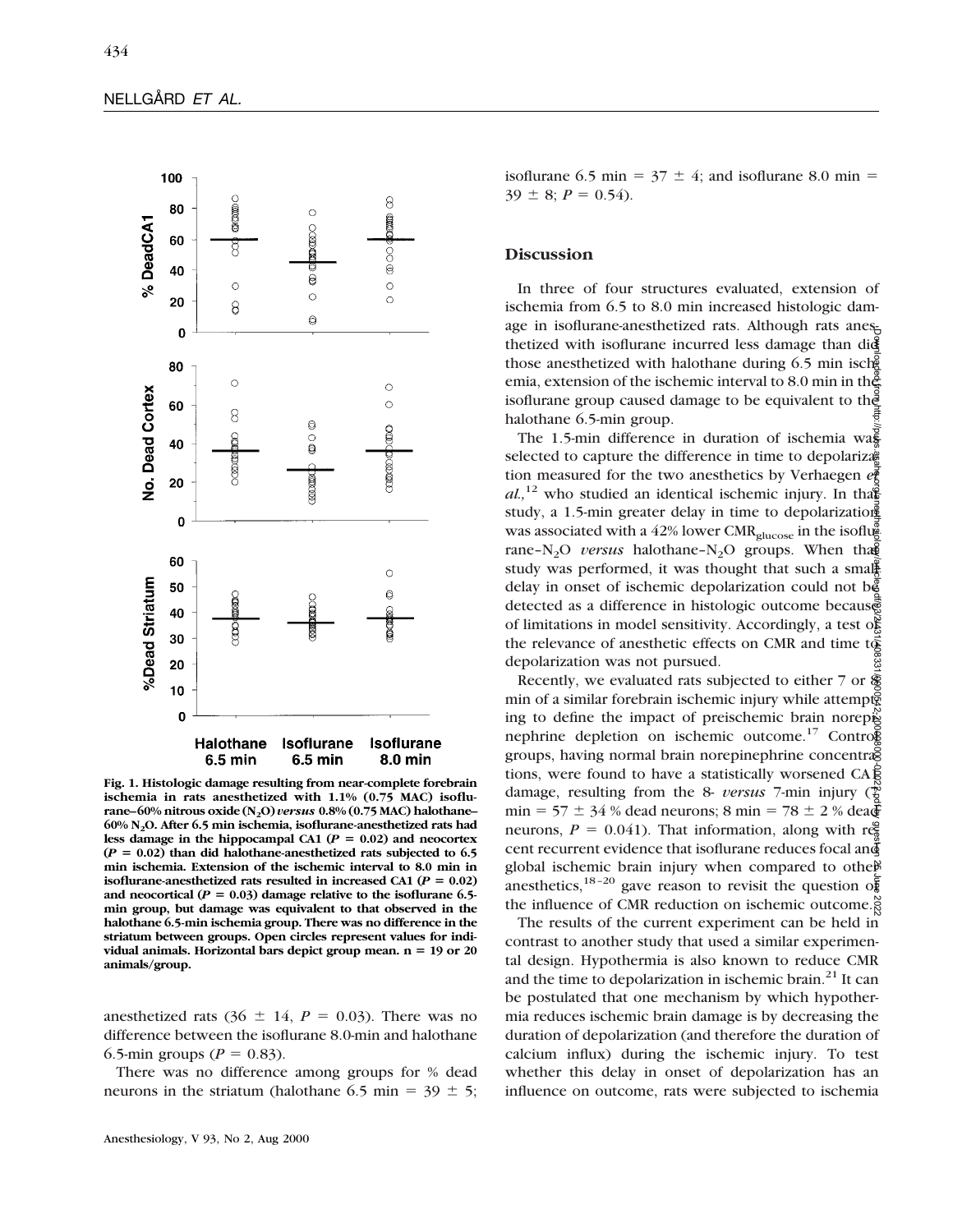Fig. 1. Histologic damage resulting from near-complete forebrain ischemia in rats anesthetized with 1.1% (0.75 MAC) isoflurane–60% nitrous oxide ($N_2O$) *versus* 0.8% (0.75 MAC) halothane–60% $N_2O$. After 6.5 min ischemia, isoflurane-anesthetized rats had less damage in the hippocampal CA1 ($P = 0.02$) and neocortex ($P = 0.02$) than did halothane-anesthetized rats subjected to 6.5 min ischemia. Extension of the ischemic interval to 8.0 min in isoflurane-anesthetized rats resulted in increased CA1 ($P = 0.02$) and neocortical ($P = 0.03$) damage relative to the isoflurane 6.5-min group, but damage was equivalent to that observed in the halothane 6.5-min ischemia group. There was no difference in the striatum between groups. Open circles represent values for individual animals. Horizontal bars depict group mean. n = 19 or 20 animals/group.

anesthetized rats (36 ± 14, $P = 0.03$). There was no difference between the isoflurane 8.0-min and halothane 6.5-min groups ($P = 0.83$).

There was no difference among groups for % dead neurons in the striatum (halothane 6.5 min = 39 ± 5; isoflurane 6.5 min = 37 ± 4; and isoflurane 8.0 min = 39 ± 8; $P = 0.54$).

## Discussion

In three of four structures evaluated, extension of ischemia from 6.5 to 8.0 min increased histologic damage in isoflurane-anesthetized rats. Although rats anesthetized with isoflurane incurred less damage than did those anesthetized with halothane during 6.5 min ischemia, extension of the ischemic interval to 8.0 min in the isoflurane group caused damage to be equivalent to the halothane 6.5-min group.

The 1.5-min difference in duration of ischemia was selected to capture the difference in time to depolarization measured for the two anesthetics by Verhaegen *et al.*,[12] who studied an identical ischemic injury. In that study, a 1.5-min greater delay in time to depolarization was associated with a 42% lower $CMR_{glucose}$ in the isoflurane–$N_2O$ *versus* halothane–$N_2O$ groups. When that study was performed, it was thought that such a small delay in onset of ischemic depolarization could not be detected as a difference in histologic outcome because of limitations in model sensitivity. Accordingly, a test of the relevance of anesthetic effects on CMR and time to depolarization was not pursued.

Recently, we evaluated rats subjected to either 7 or 8 min of a similar forebrain ischemic injury while attempting to define the impact of preischemic brain norepinephrine depletion on ischemic outcome.[17] Control groups, having normal brain norepinephrine concentrations, were found to have a statistically worsened CA1 damage, resulting from the 8- *versus* 7-min injury (7 min = 57 ± 34 % dead neurons; 8 min = 78 ± 2 % dead neurons, $P = 0.041$). That information, along with recent recurrent evidence that isoflurane reduces focal and global ischemic brain injury when compared to other anesthetics,[18–20] gave reason to revisit the question of the influence of CMR reduction on ischemic outcome.

The results of the current experiment can be held in contrast to another study that used a similar experimental design. Hypothermia is also known to reduce CMR and the time to depolarization in ischemic brain.[21] It can be postulated that one mechanism by which hypothermia reduces ischemic brain damage is by decreasing the duration of depolarization (and therefore the duration of calcium influx) during the ischemic injury. To test whether this delay in onset of depolarization has an influence on outcome, rats were subjected to ischemia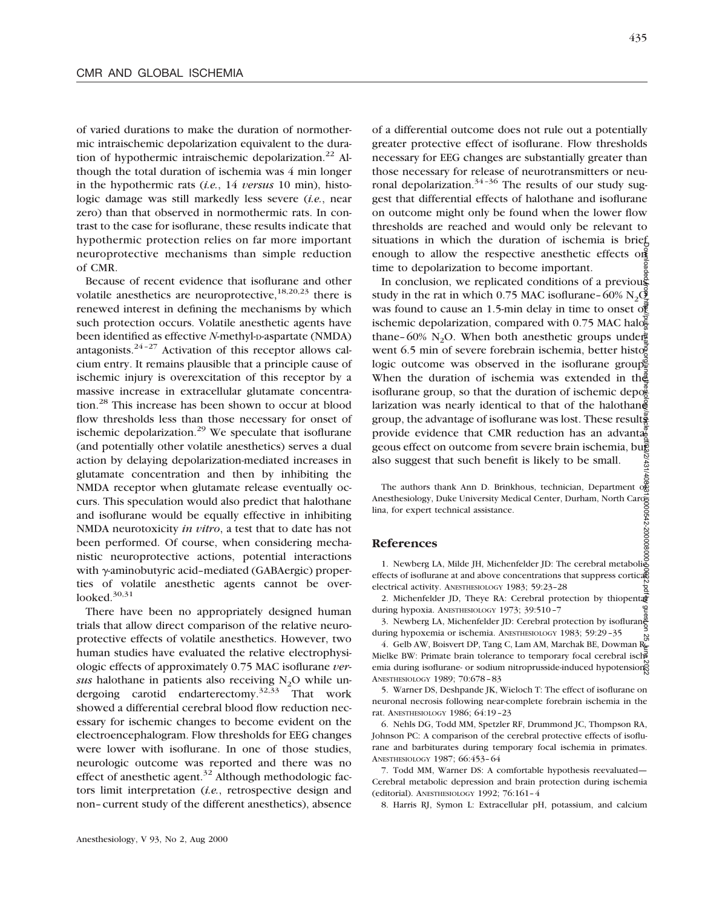of varied durations to make the duration of normothermic intraischemic depolarization equivalent to the duration of hypothermic intraischemic depolarization.[22] Although the total duration of ischemia was 4 min longer in the hypothermic rats (*i.e.*, 14 *versus* 10 min), histologic damage was still markedly less severe (*i.e.*, near zero) than that observed in normothermic rats. In contrast to the case for isoflurane, these results indicate that hypothermic protection relies on far more important neuroprotective mechanisms than simple reduction of CMR.

Because of recent evidence that isoflurane and other volatile anesthetics are neuroprotective,[18,20,23] there is renewed interest in defining the mechanisms by which such protection occurs. Volatile anesthetic agents have been identified as effective *N*-methyl-D-aspartate (NMDA) antagonists.[24–27] Activation of this receptor allows calcium entry. It remains plausible that a principle cause of ischemic injury is overexcitation of this receptor by a massive increase in extracellular glutamate concentration.[28] This increase has been shown to occur at blood flow thresholds less than those necessary for onset of ischemic depolarization.[29] We speculate that isoflurane (and potentially other volatile anesthetics) serves a dual action by delaying depolarization-mediated increases in glutamate concentration and then by inhibiting the NMDA receptor when glutamate release eventually occurs. This speculation would also predict that halothane and isoflurane would be equally effective in inhibiting NMDA neurotoxicity *in vitro*, a test that to date has not been performed. Of course, when considering mechanistic neuroprotective actions, potential interactions with γ-aminobutyric acid–mediated (GABAergic) properties of volatile anesthetic agents cannot be overlooked.[30,31]

There have been no appropriately designed human trials that allow direct comparison of the relative neuroprotective effects of volatile anesthetics. However, two human studies have evaluated the relative electrophysiologic effects of approximately 0.75 MAC isoflurane *versus* halothane in patients also receiving $N_2O$ while undergoing carotid endarterectomy.[32,33] That work showed a differential cerebral blood flow reduction necessary for ischemic changes to become evident on the electroencephalogram. Flow thresholds for EEG changes were lower with isoflurane. In one of those studies, neurologic outcome was reported and there was no effect of anesthetic agent.[32] Although methodologic factors limit interpretation (*i.e.*, retrospective design and non–current study of the different anesthetics), absence of a differential outcome does not rule out a potentially greater protective effect of isoflurane. Flow thresholds necessary for EEG changes are substantially greater than those necessary for release of neurotransmitters or neuronal depolarization.[34–36] The results of our study suggest that differential effects of halothane and isoflurane on outcome might only be found when the lower flow thresholds are reached and would only be relevant to situations in which the duration of ischemia is brief enough to allow the respective anesthetic effects on time to depolarization to become important.

In conclusion, we replicated conditions of a previous study in the rat in which 0.75 MAC isoflurane–60% $N_2O$ was found to cause an 1.5-min delay in time to onset of ischemic depolarization, compared with 0.75 MAC halothane–60% $N_2O$. When both anesthetic groups underwent 6.5 min of severe forebrain ischemia, better histologic outcome was observed in the isoflurane group. When the duration of ischemia was extended in the isoflurane group, so that the duration of ischemic depolarization was nearly identical to that of the halothane group, the advantage of isoflurane was lost. These results provide evidence that CMR reduction has an advantageous effect on outcome from severe brain ischemia, but also suggest that such benefit is likely to be small.

The authors thank Ann D. Brinkhous, technician, Department of Anesthesiology, Duke University Medical Center, Durham, North Carolina, for expert technical assistance.

## References

1. Newberg LA, Milde JH, Michenfelder JD: The cerebral metabolic effects of isoflurane at and above concentrations that suppress cortical electrical activity. ANESTHESIOLOGY 1983; 59:23–28
2. Michenfelder JD, Theye RA: Cerebral protection by thiopental during hypoxia. ANESTHESIOLOGY 1973; 39:510–7
3. Newberg LA, Michenfelder JD: Cerebral protection by isoflurane during hypoxemia or ischemia. ANESTHESIOLOGY 1983; 59:29–35
4. Gelb AW, Boisvert DP, Tang C, Lam AM, Marchak BE, Dowman R, Mielke BW: Primate brain tolerance to temporary focal cerebral ischemia during isoflurane- or sodium nitroprusside-induced hypotension. ANESTHESIOLOGY 1989; 70:678–83
5. Warner DS, Deshpande JK, Wieloch T: The effect of isoflurane on neuronal necrosis following near-complete forebrain ischemia in the rat. ANESTHESIOLOGY 1986; 64:19–23
6. Nehls DG, Todd MM, Spetzler RF, Drummond JC, Thompson RA, Johnson PC: A comparison of the cerebral protective effects of isoflurane and barbiturates during temporary focal ischemia in primates. ANESTHESIOLOGY 1987; 66:453–64
7. Todd MM, Warner DS: A comfortable hypothesis reevaluated—Cerebral metabolic depression and brain protection during ischemia (editorial). ANESTHESIOLOGY 1992; 76:161–4
8. Harris RJ, Symon L: Extracellular pH, potassium, and calcium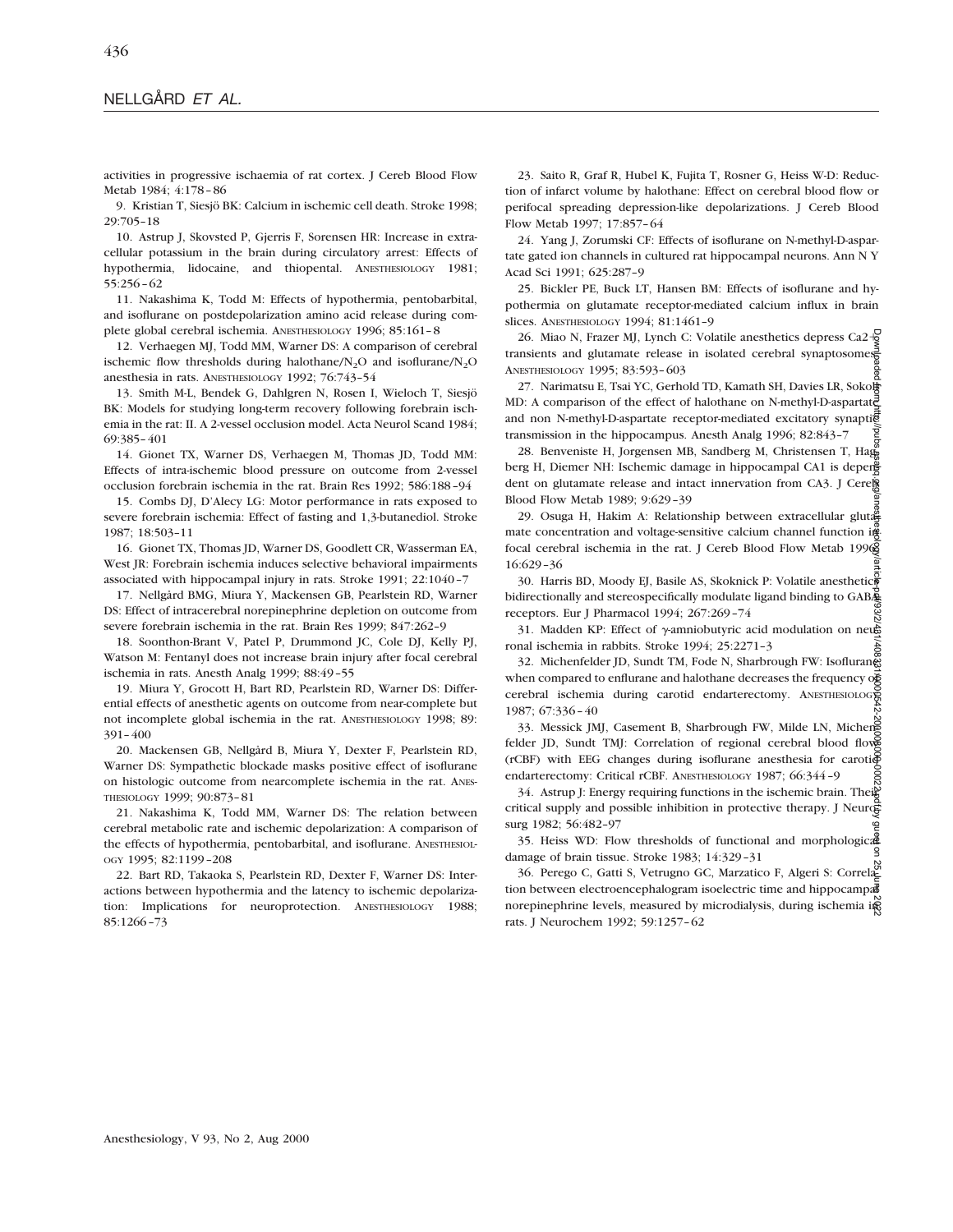activities in progressive ischaemia of rat cortex. J Cereb Blood Flow Metab 1984; 4:178–86

9. Kristian T, Siesjö BK: Calcium in ischemic cell death. Stroke 1998; 29:705–18

10. Astrup J, Skovsted P, Gjerris F, Sorensen HR: Increase in extracellular potassium in the brain during circulatory arrest: Effects of hypothermia, lidocaine, and thiopental. ANESTHESIOLOGY 1981; 55:256–62

11. Nakashima K, Todd M: Effects of hypothermia, pentobarbital, and isoflurane on postdepolarization amino acid release during complete global cerebral ischemia. ANESTHESIOLOGY 1996; 85:161–8

12. Verhaegen MJ, Todd MM, Warner DS: A comparison of cerebral ischemic flow thresholds during halothane/$N_2O$ and isoflurane/$N_2O$ anesthesia in rats. ANESTHESIOLOGY 1992; 76:743–54

13. Smith M-L, Bendek G, Dahlgren N, Rosen I, Wieloch T, Siesjö BK: Models for studying long-term recovery following forebrain ischemia in the rat: II. A 2-vessel occlusion model. Acta Neurol Scand 1984; 69:385–401

14. Gionet TX, Warner DS, Verhaegen M, Thomas JD, Todd MM: Effects of intra-ischemic blood pressure on outcome from 2-vessel occlusion forebrain ischemia in the rat. Brain Res 1992; 586:188–94

15. Combs DJ, D'Alecy LG: Motor performance in rats exposed to severe forebrain ischemia: Effect of fasting and 1,3-butanediol. Stroke 1987; 18:503–11

16. Gionet TX, Thomas JD, Warner DS, Goodlett CR, Wasserman EA, West JR: Forebrain ischemia induces selective behavioral impairments associated with hippocampal injury in rats. Stroke 1991; 22:1040–7

17. Nellgård BMG, Miura Y, Mackensen GB, Pearlstein RD, Warner DS: Effect of intracerebral norepinephrine depletion on outcome from severe forebrain ischemia in the rat. Brain Res 1999; 847:262–9

18. Soonthon-Brant V, Patel P, Drummond JC, Cole DJ, Kelly PJ, Watson M: Fentanyl does not increase brain injury after focal cerebral ischemia in rats. Anesth Analg 1999; 88:49–55

19. Miura Y, Grocott H, Bart RD, Pearlstein RD, Warner DS: Differential effects of anesthetic agents on outcome from near-complete but not incomplete global ischemia in the rat. ANESTHESIOLOGY 1998; 89:391–400

20. Mackensen GB, Nellgård B, Miura Y, Dexter F, Pearlstein RD, Warner DS: Sympathetic blockade masks positive effect of isoflurane on histologic outcome from nearcomplete ischemia in the rat. ANESTHESIOLOGY 1999; 90:873–81

21. Nakashima K, Todd MM, Warner DS: The relation between cerebral metabolic rate and ischemic depolarization: A comparison of the effects of hypothermia, pentobarbital, and isoflurane. ANESTHESIOLOGY 1995; 82:1199–208

22. Bart RD, Takaoka S, Pearlstein RD, Dexter F, Warner DS: Interactions between hypothermia and the latency to ischemic depolarization: Implications for neuroprotection. ANESTHESIOLOGY 1988; 85:1266–73

23. Saito R, Graf R, Hubel K, Fujita T, Rosner G, Heiss W-D: Reduction of infarct volume by halothane: Effect on cerebral blood flow or perifocal spreading depression-like depolarizations. J Cereb Blood Flow Metab 1997; 17:857–64

24. Yang J, Zorumski CF: Effects of isoflurane on N-methyl-D-aspartate gated ion channels in cultured rat hippocampal neurons. Ann N Y Acad Sci 1991; 625:287–9

25. Bickler PE, Buck LT, Hansen BM: Effects of isoflurane and hypothermia on glutamate receptor-mediated calcium influx in brain slices. ANESTHESIOLOGY 1994; 81:1461–9

26. Miao N, Frazer MJ, Lynch C: Volatile anesthetics depress $Ca^{2+}$ transients and glutamate release in isolated cerebral synaptosomes. ANESTHESIOLOGY 1995; 83:593–603

27. Narimatsu E, Tsai YC, Gerhold TD, Kamath SH, Davies LR, Sokoll MD: A comparison of the effect of halothane on N-methyl-D-aspartate and non N-methyl-D-aspartate receptor-mediated excitatory synaptic transmission in the hippocampus. Anesth Analg 1996; 82:843–7

28. Benveniste H, Jorgensen MB, Sandberg M, Christensen T, Hagberg H, Diemer NH: Ischemic damage in hippocampal CA1 is dependent on glutamate release and intact innervation from CA3. J Cereb Blood Flow Metab 1989; 9:629–39

29. Osuga H, Hakim A: Relationship between extracellular glutamate concentration and voltage-sensitive calcium channel function in focal cerebral ischemia in the rat. J Cereb Blood Flow Metab 1996; 16:629–36

30. Harris BD, Moody EJ, Basile AS, Skoknick P: Volatile anesthetics bidirectionally and stereospecifically modulate ligand binding to $GABA_A$ receptors. Eur J Pharmacol 1994; 267:269–74

31. Madden KP: Effect of γ-amniobutyric acid modulation on neuronal ischemia in rabbits. Stroke 1994; 25:2271–3

32. Michenfelder JD, Sundt TM, Fode N, Sharbrough FW: Isoflurane when compared to enflurane and halothane decreases the frequency of cerebral ischemia during carotid endarterectomy. ANESTHESIOLOGY 1987; 67:336–40

33. Messick JMJ, Casement B, Sharbrough FW, Milde LN, Michenfelder JD, Sundt TMJ: Correlation of regional cerebral blood flow (rCBF) with EEG changes during isoflurane anesthesia for carotid endarterectomy: Critical rCBF. ANESTHESIOLOGY 1987; 66:344–9

34. Astrup J: Energy requiring functions in the ischemic brain. Their critical supply and possible inhibition in protective therapy. J Neurosurg 1982; 56:482–97

35. Heiss WD: Flow thresholds of functional and morphological damage of brain tissue. Stroke 1983; 14:329–31

36. Perego C, Gatti S, Vetrugno GC, Marzatico F, Algeri S: Correlation between electroencephalogram isoelectric time and hippocampal norepinephrine levels, measured by microdialysis, during ischemia in rats. J Neurochem 1992; 59:1257–62